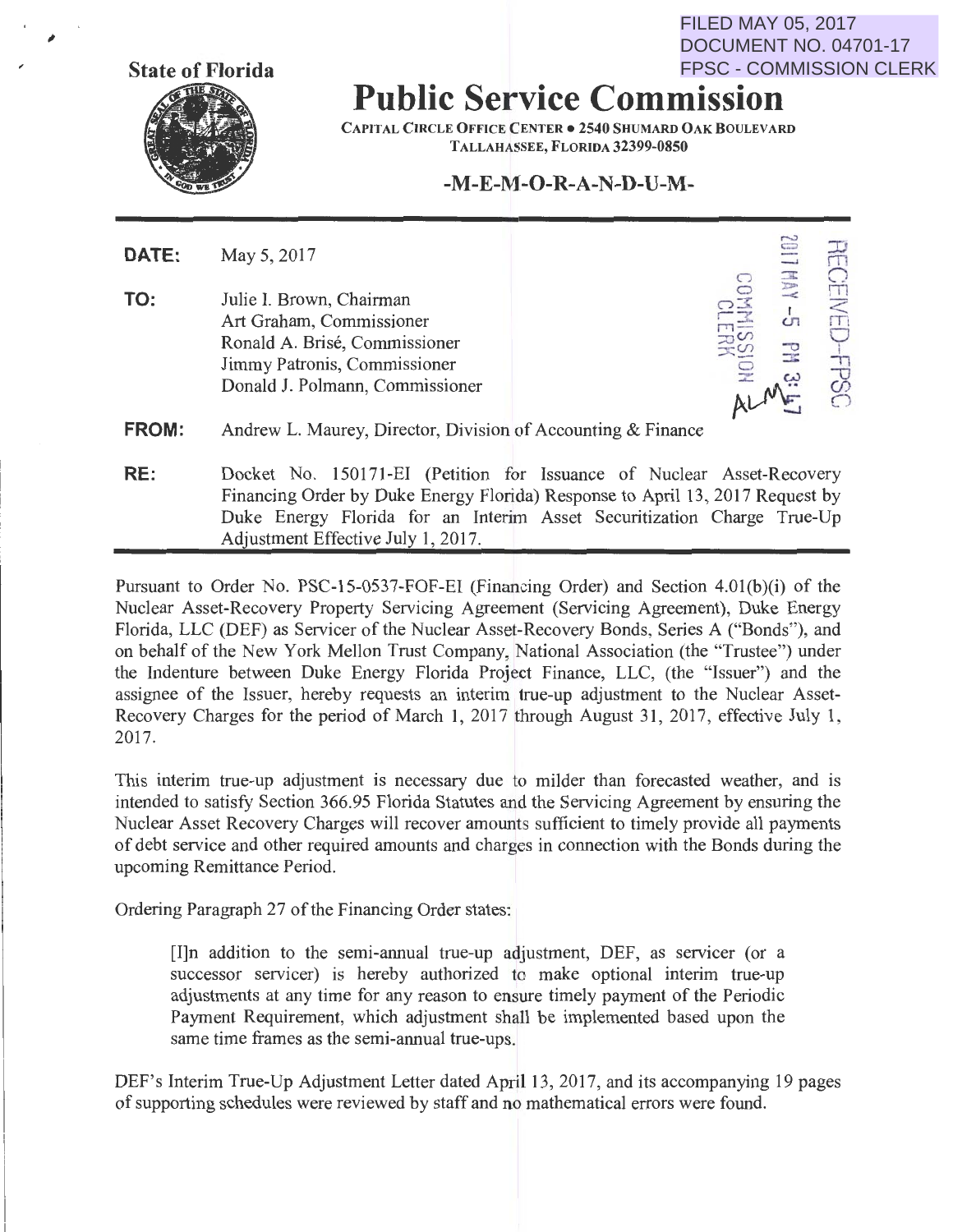FILED MAY 05, 2017
DOCUMENT NO. 04701-17
FPSC - COMMISSION CLERK

**State of Florida**

# Public Service Commission

CAPITAL CIRCLE OFFICE CENTER • 2540 SHUMARD OAK BOULEVARD
TALLAHASSEE, FLORIDA 32399-0850

**-M-E-M-O-R-A-N-D-U-M-**

RECEIVED-FPSC
2017 MAY -5 PM 3:47
COMMISSION CLERK

**DATE:** May 5, 2017

**TO:** Julie I. Brown, Chairman
Art Graham, Commissioner
Ronald A. Brisé, Commissioner
Jimmy Patronis, Commissioner
Donald J. Polmann, Commissioner

**FROM:** Andrew L. Maurey, Director, Division of Accounting & Finance

**RE:** Docket No. 150171-EI (Petition for Issuance of Nuclear Asset-Recovery Financing Order by Duke Energy Florida) Response to April 13, 2017 Request by Duke Energy Florida for an Interim Asset Securitization Charge True-Up Adjustment Effective July 1, 2017.

---

Pursuant to Order No. PSC-15-0537-FOF-EI (Financing Order) and Section 4.01(b)(i) of the Nuclear Asset-Recovery Property Servicing Agreement (Servicing Agreement), Duke Energy Florida, LLC (DEF) as Servicer of the Nuclear Asset-Recovery Bonds, Series A ("Bonds"), and on behalf of the New York Mellon Trust Company, National Association (the "Trustee") under the Indenture between Duke Energy Florida Project Finance, LLC, (the "Issuer") and the assignee of the Issuer, hereby requests an interim true-up adjustment to the Nuclear Asset-Recovery Charges for the period of March 1, 2017 through August 31, 2017, effective July 1, 2017.

This interim true-up adjustment is necessary due to milder than forecasted weather, and is intended to satisfy Section 366.95 Florida Statutes and the Servicing Agreement by ensuring the Nuclear Asset Recovery Charges will recover amounts sufficient to timely provide all payments of debt service and other required amounts and charges in connection with the Bonds during the upcoming Remittance Period.

Ordering Paragraph 27 of the Financing Order states:

> [I]n addition to the semi-annual true-up adjustment, DEF, as servicer (or a successor servicer) is hereby authorized to make optional interim true-up adjustments at any time for any reason to ensure timely payment of the Periodic Payment Requirement, which adjustment shall be implemented based upon the same time frames as the semi-annual true-ups.

DEF's Interim True-Up Adjustment Letter dated April 13, 2017, and its accompanying 19 pages of supporting schedules were reviewed by staff and no mathematical errors were found.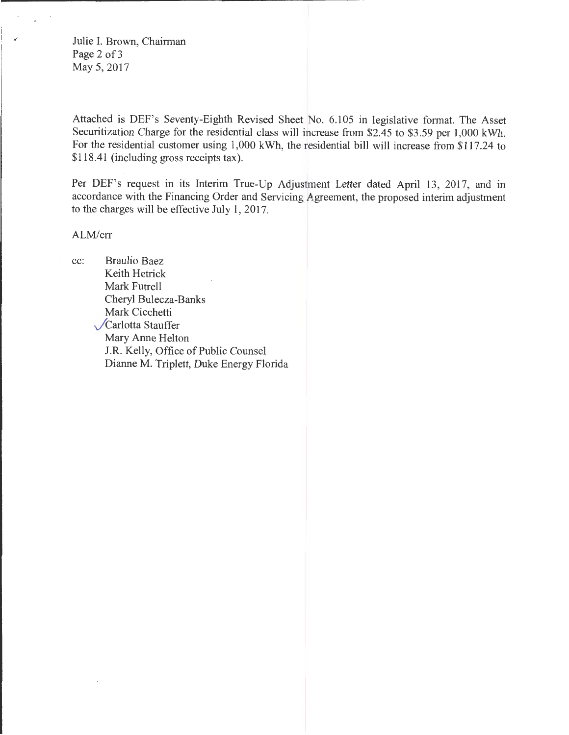Julie I. Brown, Chairman
May 5, 2017

Attached is DEF's Seventy-Eighth Revised Sheet No. 6.105 in legislative format. The Asset Securitization Charge for the residential class will increase from $2.45 to $3.59 per 1,000 kWh. For the residential customer using 1,000 kWh, the residential bill will increase from $117.24 to $118.41 (including gross receipts tax).

Per DEF's request in its Interim True-Up Adjustment Letter dated April 13, 2017, and in accordance with the Financing Order and Servicing Agreement, the proposed interim adjustment to the charges will be effective July 1, 2017.

ALM/crr

cc: Braulio Baez
Keith Hetrick
Mark Futrell
Cheryl Bulecza-Banks
Mark Cicchetti
✓Carlotta Stauffer
Mary Anne Helton
J.R. Kelly, Office of Public Counsel
Dianne M. Triplett, Duke Energy Florida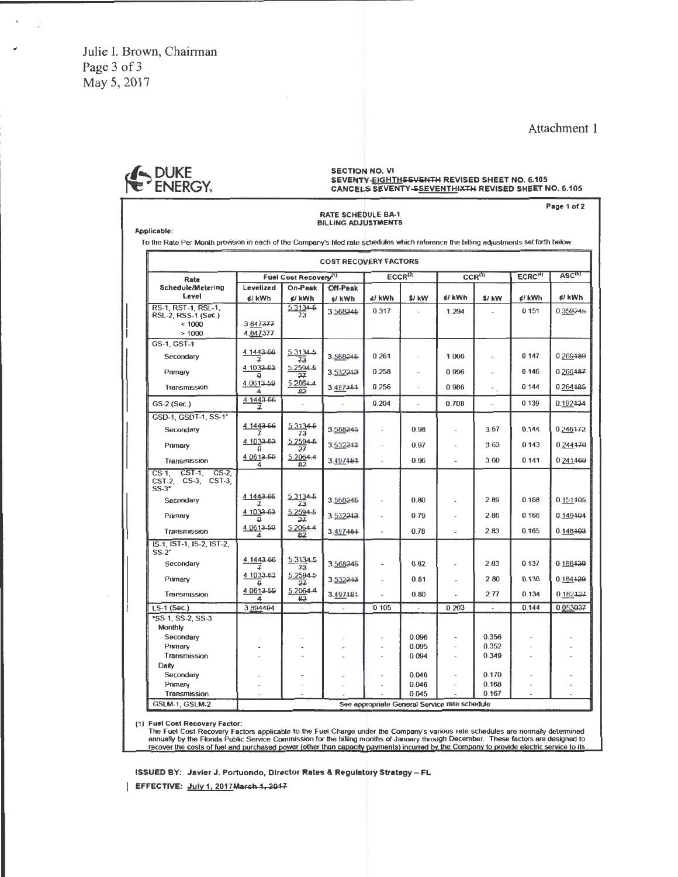Attachment 1

DUKE ENERGY

**SECTION NO. VI**
**SEVENTY-EIGHTH~~SEVENTH~~ REVISED SHEET NO. 6.105**
**CANCELS SEVENTY-~~S~~SEVENTH~~SIXTH~~ REVISED SHEET NO. 6.105**

Page 1 of 2

**RATE SCHEDULE BA-1**
**BILLING ADJUSTMENTS**

**Applicable:**

To the Rate Per Month provision in each of the Company's filed rate schedules which reference the billing adjustments set forth below.

**COST RECOVERY FACTORS**

| Rate Schedule/Metering Level | Fuel Cost Recovery[1] | | | ECCR[2] | | CCR[3] | | ECRC[4] | ASC[5] |
|---|---|---|---|---|---|---|---|---|---|
| | Levelized ¢/ kWh | On-Peak ¢/ kWh | Off-Peak ¢/ kWh | ¢/ kWh | $/ kW | ¢/ kWh | $/ kW | ¢/ kWh | ¢/ kWh |
| RS-1, RST-1, RSL-1, RSL-2, RSS-1 (Sec.) | | 5.313~~4.573~~ | 3.568~~245~~ | 0.317 | - | 1.294 | - | 0.151 | 0.359~~245~~ |
| < 1000 | 3.847~~377~~ | | | | | | | | |
| > 1000 | 4.847~~377~~ | | | | | | | | |
| GS-1, GST-1 | | | | | | | | | |
| Secondary | 4.144~~3.667~~ | 5.313~~4.573~~ | 3.568~~245~~ | 0.261 | - | 1.006 | - | 0.147 | 0.269~~189~~ |
| Primary | 4.103~~3.630~~ | 5.259~~4.527~~ | 3.532~~213~~ | 0.258 | - | 0.996 | - | 0.146 | 0.266~~187~~ |
| Transmission | 4.061~~3.594~~ | 5.206~~4.482~~ | 3.497~~181~~ | 0.256 | - | 0.986 | - | 0.144 | 0.264~~185~~ |
| GS-2 (Sec.) | 4.144~~3.667~~ | - | - | 0.204 | - | 0.708 | - | 0.139 | 0.192~~134~~ |
| GSD-1, GSDT-1, SS-1* | | | | | | | | | |
| Secondary | 4.144~~3.667~~ | 5.313~~4.573~~ | 3.568~~245~~ | - | 0.98 | - | 3.67 | 0.144 | 0.246~~172~~ |
| Primary | 4.103~~3.630~~ | 5.259~~4.527~~ | 3.532~~213~~ | - | 0.97 | - | 3.63 | 0.143 | 0.244~~170~~ |
| Transmission | 4.061~~3.594~~ | 5.206~~4.482~~ | 3.497~~181~~ | - | 0.96 | - | 3.60 | 0.141 | 0.241~~169~~ |
| CS-1, CST-1, CS-2, CST-2, CS-3, CST-3, SS-3* | | | | | | | | | |
| Secondary | 4.144~~3.667~~ | 5.313~~4.573~~ | 3.568~~245~~ | - | 0.80 | - | 2.89 | 0.168 | 0.151~~105~~ |
| Primary | 4.103~~3.630~~ | 5.259~~4.527~~ | 3.532~~213~~ | - | 0.79 | - | 2.86 | 0.166 | 0.149~~104~~ |
| Transmission | 4.061~~3.594~~ | 5.206~~4.482~~ | 3.497~~181~~ | - | 0.78 | - | 2.83 | 0.165 | 0.148~~103~~ |
| IS-1, IST-1, IS-2, IST-2, SS-2* | | | | | | | | | |
| Secondary | 4.144~~3.667~~ | 5.313~~4.573~~ | 3.568~~245~~ | - | 0.82 | - | 2.83 | 0.137 | 0.186~~130~~ |
| Primary | 4.103~~3.630~~ | 5.259~~4.527~~ | 3.532~~213~~ | - | 0.81 | - | 2.80 | 0.136 | 0.184~~129~~ |
| Transmission | 4.061~~3.594~~ | 5.206~~4.482~~ | 3.497~~181~~ | - | 0.80 | - | 2.77 | 0.134 | 0.182~~127~~ |
| LS-1 (Sec.) | 3.894~~494~~ | - | - | 0.105 | - | 0.203 | - | 0.144 | 0.053~~037~~ |
| *SS-1, SS-2, SS-3 | | | | | | | | | |
| Monthly | | | | | | | | | |
| Secondary | - | - | - | - | 0.096 | - | 0.356 | - | - |
| Primary | - | - | - | - | 0.095 | - | 0.352 | - | - |
| Transmission | - | - | - | - | 0.094 | - | 0.349 | - | - |
| Daily | | | | | | | | | |
| Secondary | - | - | - | - | 0.046 | - | 0.170 | - | - |
| Primary | - | - | - | - | 0.046 | - | 0.168 | - | - |
| Transmission | - | - | - | - | 0.045 | - | 0.167 | - | - |
| GSLM-1, GSLM-2 | See appropriate General Service rate schedule | | | | | | | | |

(1) **Fuel Cost Recovery Factor:**
The Fuel Cost Recovery Factors applicable to the Fuel Charge under the Company's various rate schedules are normally determined annually by the Florida Public Service Commission for the billing months of January through December. These factors are designed to recover the costs of fuel and purchased power (other than capacity payments) incurred by the Company to provide electric service to its

**ISSUED BY: Javier J. Portuondo, Director Rates & Regulatory Strategy – FL**

**EFFECTIVE: July 1, 2017~~March 1, 2017~~**